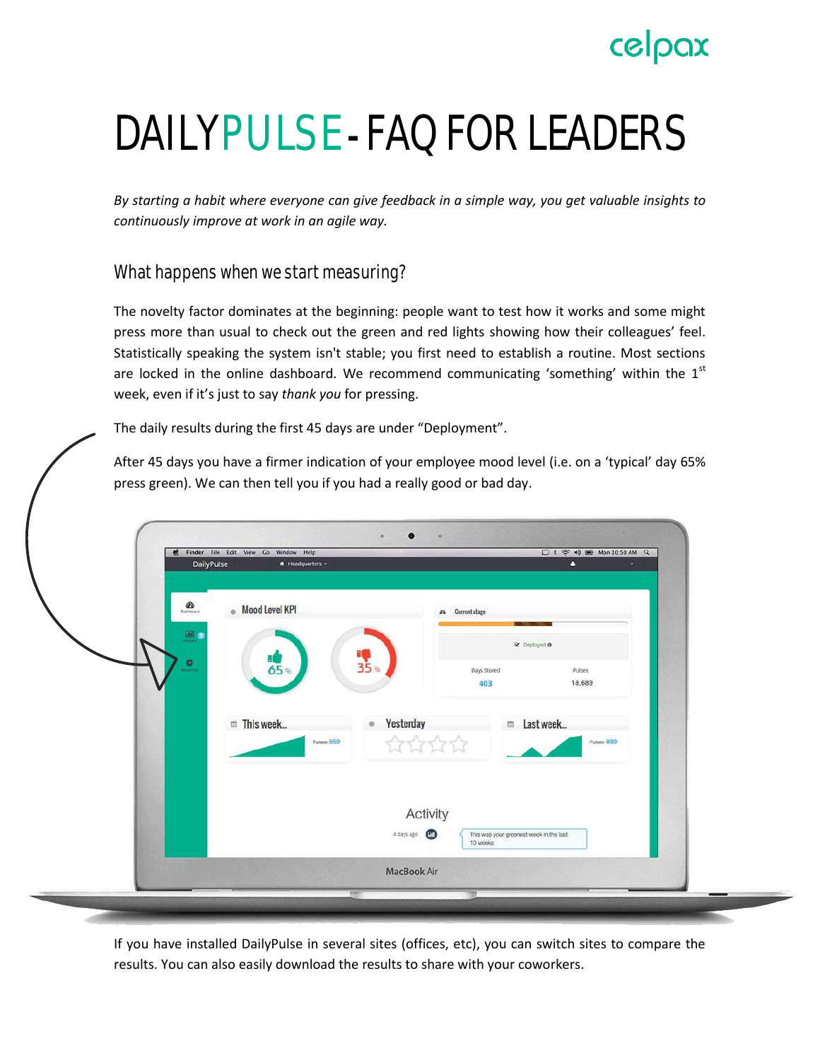# DAILYPULSE - FAQ FOR LEADERS

*By starting a habit where everyone can give feedback in a simple way, you get valuable insights to continuously improve at work in an agile way.*

## What happens when we start measuring?

The novelty factor dominates at the beginning: people want to test how it works and some might press more than usual to check out the green and red lights showing how their colleagues' feel. Statistically speaking the system isn't stable; you first need to establish a routine. Most sections are locked in the online dashboard. We recommend communicating 'something' within the 1st week, even if it's just to say *thank you* for pressing.

The daily results during the first 45 days are under "Deployment".

After 45 days you have a firmer indication of your employee mood level (i.e. on a 'typical' day 65% press green). We can then tell you if you had a really good or bad day.

If you have installed DailyPulse in several sites (offices, etc), you can switch sites to compare the results. You can also easily download the results to share with your coworkers.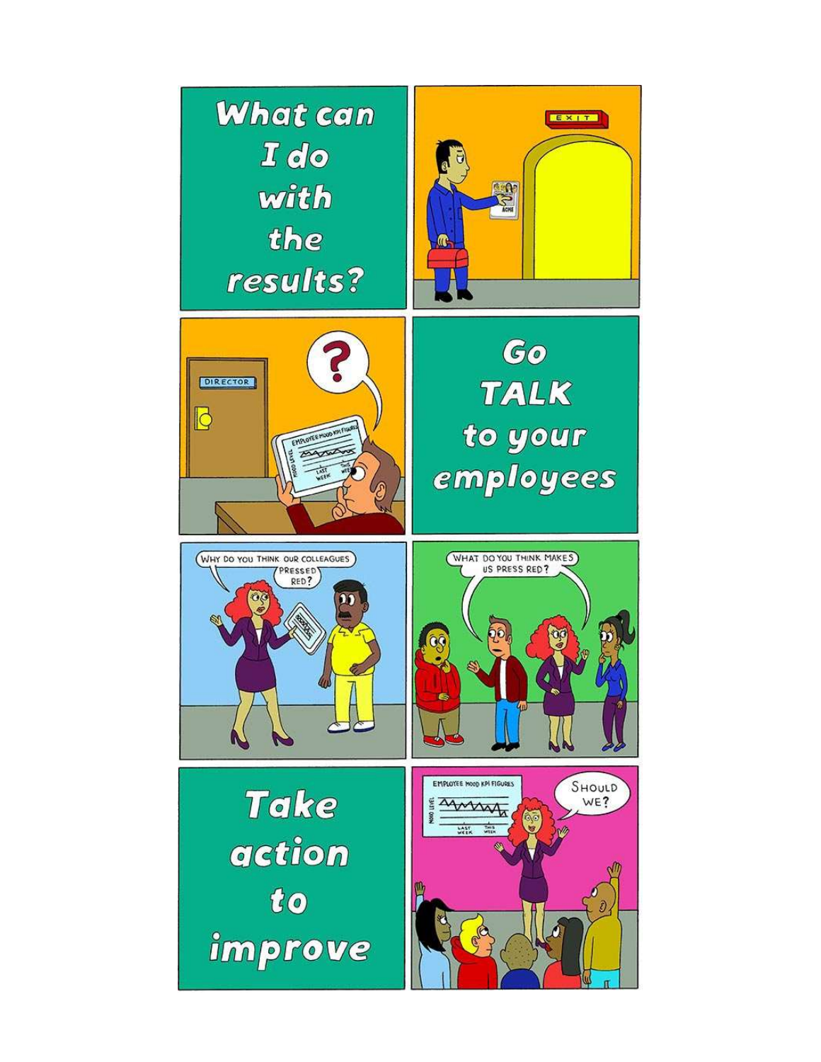What can I do with the results?

EXIT

ACME

DIRECTOR

EMPLOYEE MOOD KPI FIGURES

MOOD LEVEL

LAST WEEK

THIS WEEK

?

Go **TALK** to your employees

WHY DO YOU THINK OUR COLLEAGUES PRESSED RED?

WHAT DO YOU THINK MAKES US PRESS RED?

Take action to improve

EMPLOYEE MOOD KPI FIGURES

MOOD LEVEL

LAST WEEK

THIS WEEK

SHOULD WE?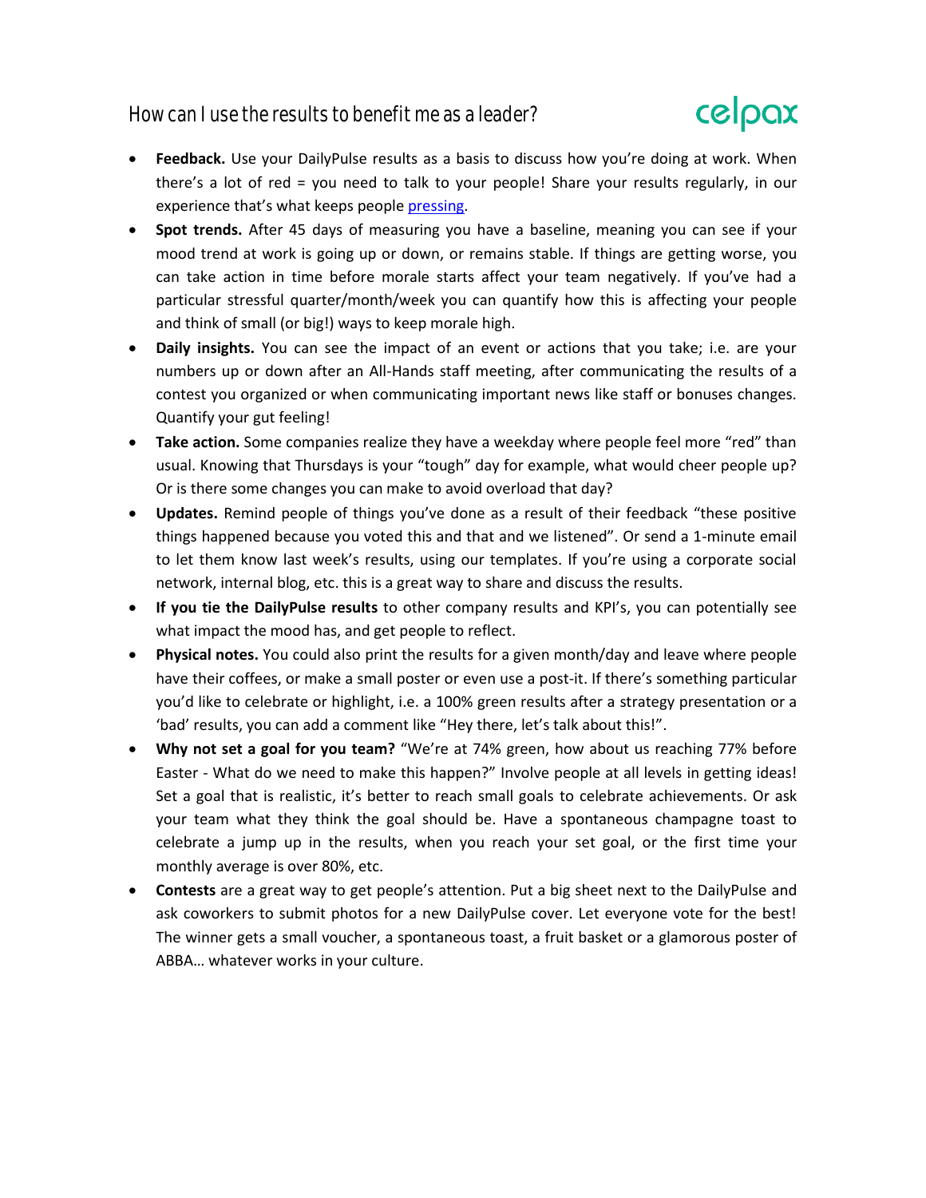## How can I use the results to benefit me as a leader?

- **Feedback.** Use your DailyPulse results as a basis to discuss how you're doing at work. When there's a lot of red = you need to talk to your people! Share your results regularly, in our experience that's what keeps people pressing.
- **Spot trends.** After 45 days of measuring you have a baseline, meaning you can see if your mood trend at work is going up or down, or remains stable. If things are getting worse, you can take action in time before morale starts affect your team negatively. If you've had a particular stressful quarter/month/week you can quantify how this is affecting your people and think of small (or big!) ways to keep morale high.
- **Daily insights.** You can see the impact of an event or actions that you take; i.e. are your numbers up or down after an All-Hands staff meeting, after communicating the results of a contest you organized or when communicating important news like staff or bonuses changes. Quantify your gut feeling!
- **Take action.** Some companies realize they have a weekday where people feel more "red" than usual. Knowing that Thursdays is your "tough" day for example, what would cheer people up? Or is there some changes you can make to avoid overload that day?
- **Updates.** Remind people of things you've done as a result of their feedback "these positive things happened because you voted this and that and we listened". Or send a 1-minute email to let them know last week's results, using our templates. If you're using a corporate social network, internal blog, etc. this is a great way to share and discuss the results.
- **If you tie the DailyPulse results** to other company results and KPI's, you can potentially see what impact the mood has, and get people to reflect.
- **Physical notes.** You could also print the results for a given month/day and leave where people have their coffees, or make a small poster or even use a post-it. If there's something particular you'd like to celebrate or highlight, i.e. a 100% green results after a strategy presentation or a 'bad' results, you can add a comment like "Hey there, let's talk about this!".
- **Why not set a goal for you team?** "We're at 74% green, how about us reaching 77% before Easter - What do we need to make this happen?" Involve people at all levels in getting ideas! Set a goal that is realistic, it's better to reach small goals to celebrate achievements. Or ask your team what they think the goal should be. Have a spontaneous champagne toast to celebrate a jump up in the results, when you reach your set goal, or the first time your monthly average is over 80%, etc.
- **Contests** are a great way to get people's attention. Put a big sheet next to the DailyPulse and ask coworkers to submit photos for a new DailyPulse cover. Let everyone vote for the best! The winner gets a small voucher, a spontaneous toast, a fruit basket or a glamorous poster of ABBA… whatever works in your culture.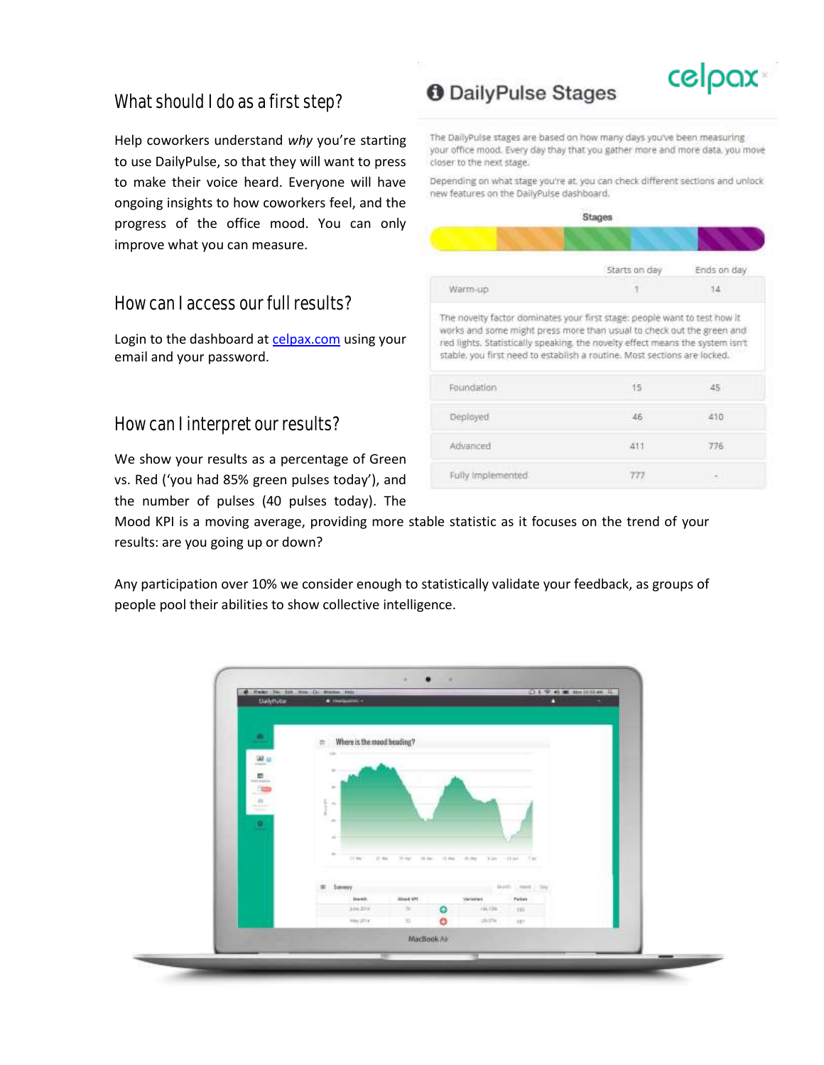## What should I do as a first step?

Help coworkers understand *why* you're starting to use DailyPulse, so that they will want to press to make their voice heard. Everyone will have ongoing insights to how coworkers feel, and the progress of the office mood. You can only improve what you can measure.

## How can I access our full results?

Login to the dashboard at [celpax.com](celpax.com) using your email and your password.

## How can I interpret our results?

We show your results as a percentage of Green vs. Red ('you had 85% green pulses today'), and the number of pulses (40 pulses today). The Mood KPI is a moving average, providing more stable statistic as it focuses on the trend of your results: are you going up or down?

Any participation over 10% we consider enough to statistically validate your feedback, as groups of people pool their abilities to show collective intelligence.

## DailyPulse Stages

The DailyPulse stages are based on how many days you've been measuring your office mood. Every day thay that you gather more and more data, you move closer to the next stage.

Depending on what stage you're at, you can check different sections and unlock new features on the DailyPulse dashboard.

**Stages**

| | Starts on day | Ends on day |
|---|---|---|
| Warm-up | 1 | 14 |
| The novelty factor dominates your first stage: people want to test how it works and some might press more than usual to check out the green and red lights. Statistically speaking, the novelty effect means the system isn't stable, you first need to establish a routine. Most sections are locked. | | |
| Foundation | 15 | 45 |
| Deployed | 46 | 410 |
| Advanced | 411 | 776 |
| Fully Implemented | 777 | - |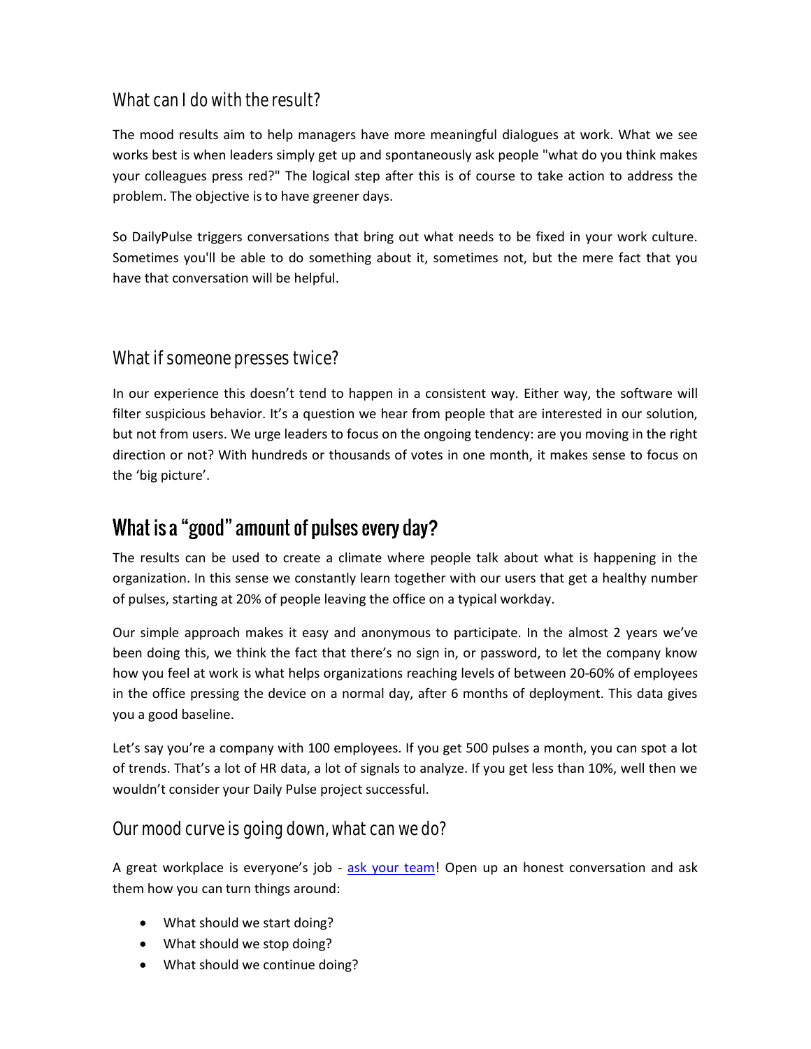### What can I do with the result?

The mood results aim to help managers have more meaningful dialogues at work. What we see works best is when leaders simply get up and spontaneously ask people "what do you think makes your colleagues press red?" The logical step after this is of course to take action to address the problem. The objective is to have greener days.

So DailyPulse triggers conversations that bring out what needs to be fixed in your work culture. Sometimes you'll be able to do something about it, sometimes not, but the mere fact that you have that conversation will be helpful.

### What if someone presses twice?

In our experience this doesn't tend to happen in a consistent way. Either way, the software will filter suspicious behavior. It's a question we hear from people that are interested in our solution, but not from users. We urge leaders to focus on the ongoing tendency: are you moving in the right direction or not? With hundreds or thousands of votes in one month, it makes sense to focus on the 'big picture'.

## What is a "good" amount of pulses every day?

The results can be used to create a climate where people talk about what is happening in the organization. In this sense we constantly learn together with our users that get a healthy number of pulses, starting at 20% of people leaving the office on a typical workday.

Our simple approach makes it easy and anonymous to participate. In the almost 2 years we've been doing this, we think the fact that there's no sign in, or password, to let the company know how you feel at work is what helps organizations reaching levels of between 20-60% of employees in the office pressing the device on a normal day, after 6 months of deployment. This data gives you a good baseline.

Let's say you're a company with 100 employees. If you get 500 pulses a month, you can spot a lot of trends. That's a lot of HR data, a lot of signals to analyze. If you get less than 10%, well then we wouldn't consider your Daily Pulse project successful.

### Our mood curve is going down, what can we do?

A great workplace is everyone's job - ask your team! Open up an honest conversation and ask them how you can turn things around:

- What should we start doing?
- What should we stop doing?
- What should we continue doing?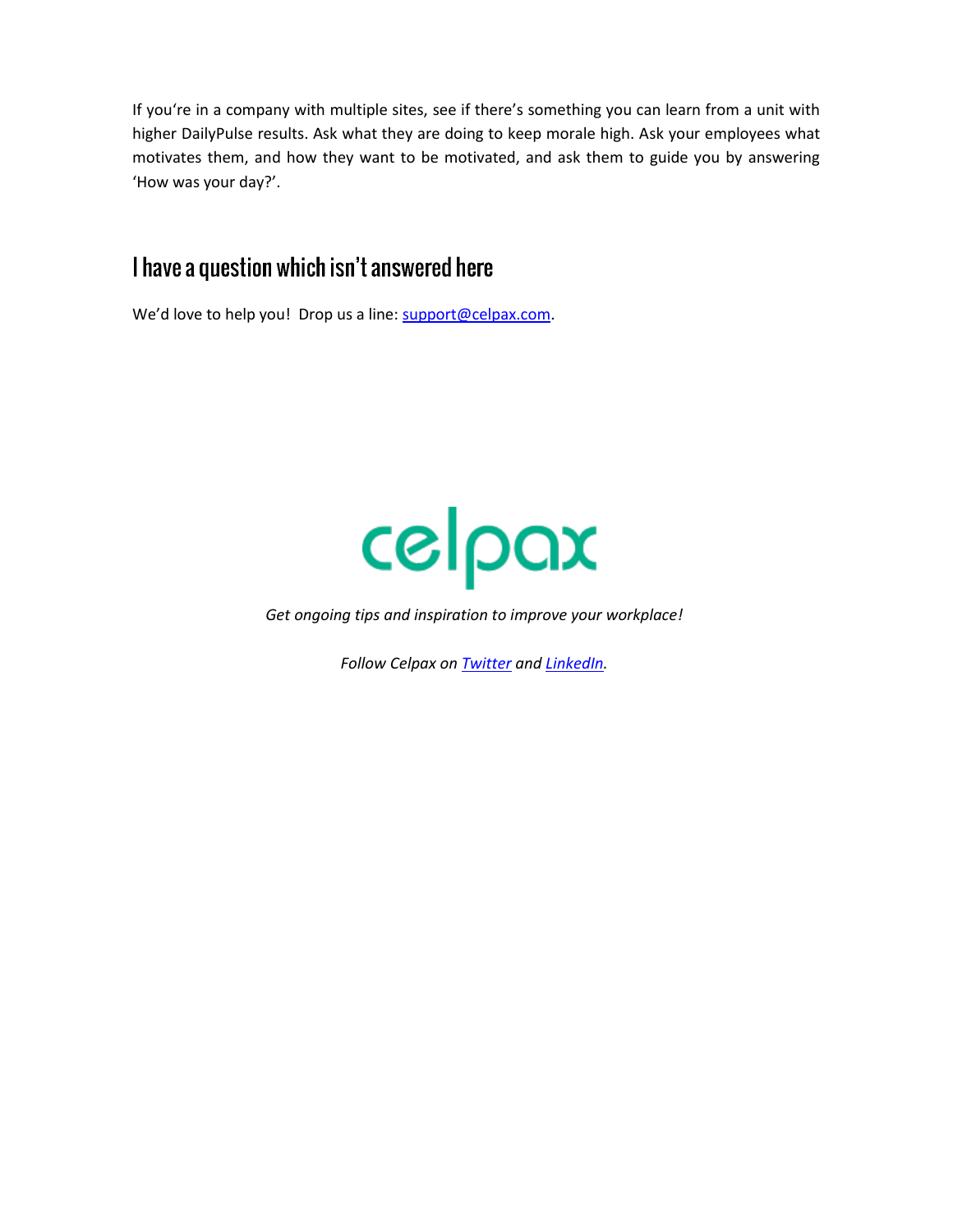If you're in a company with multiple sites, see if there's something you can learn from a unit with higher DailyPulse results. Ask what they are doing to keep morale high. Ask your employees what motivates them, and how they want to be motivated, and ask them to guide you by answering 'How was your day?'.

## I have a question which isn't answered here

We'd love to help you! Drop us a line: [support@celpax.com](mailto:support@celpax.com).

celpax

*Get ongoing tips and inspiration to improve your workplace!*

*Follow Celpax on [Twitter](#) and [LinkedIn](#).*